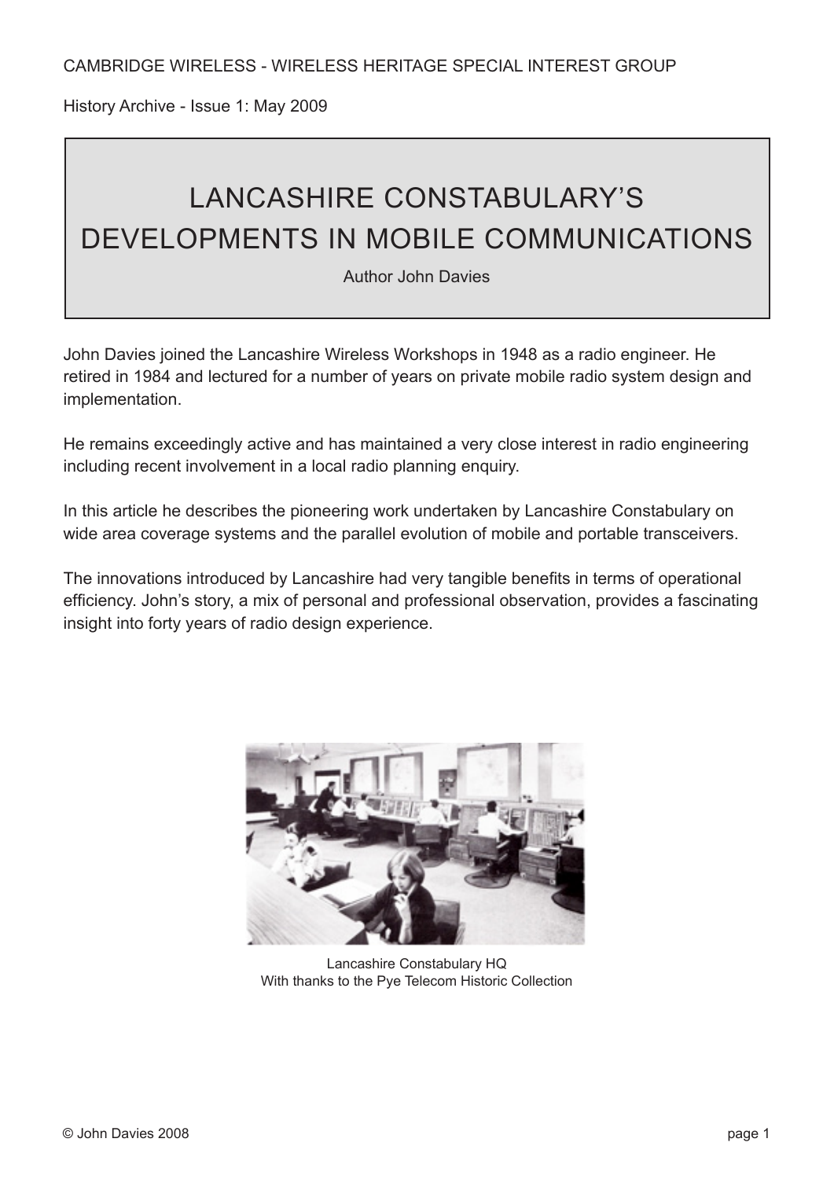CAMBRIDGE WIRELESS - WIRELESS HERITAGE SPECIAL INTEREST GROUP

History Archive - Issue 1: May 2009

# LANCASHIRE CONSTABULARY'S DEVELOPMENTS IN MOBILE COMMUNICATIONS

Author John Davies

John Davies joined the Lancashire Wireless Workshops in 1948 as a radio engineer. He retired in 1984 and lectured for a number of years on private mobile radio system design and implementation.

He remains exceedingly active and has maintained a very close interest in radio engineering including recent involvement in a local radio planning enquiry.

In this article he describes the pioneering work undertaken by Lancashire Constabulary on wide area coverage systems and the parallel evolution of mobile and portable transceivers.

The innovations introduced by Lancashire had very tangible benefits in terms of operational efficiency. John's story, a mix of personal and professional observation, provides a fascinating insight into forty years of radio design experience.

Lancashire Constabulary HQ
With thanks to the Pye Telecom Historic Collection

© John Davies 2008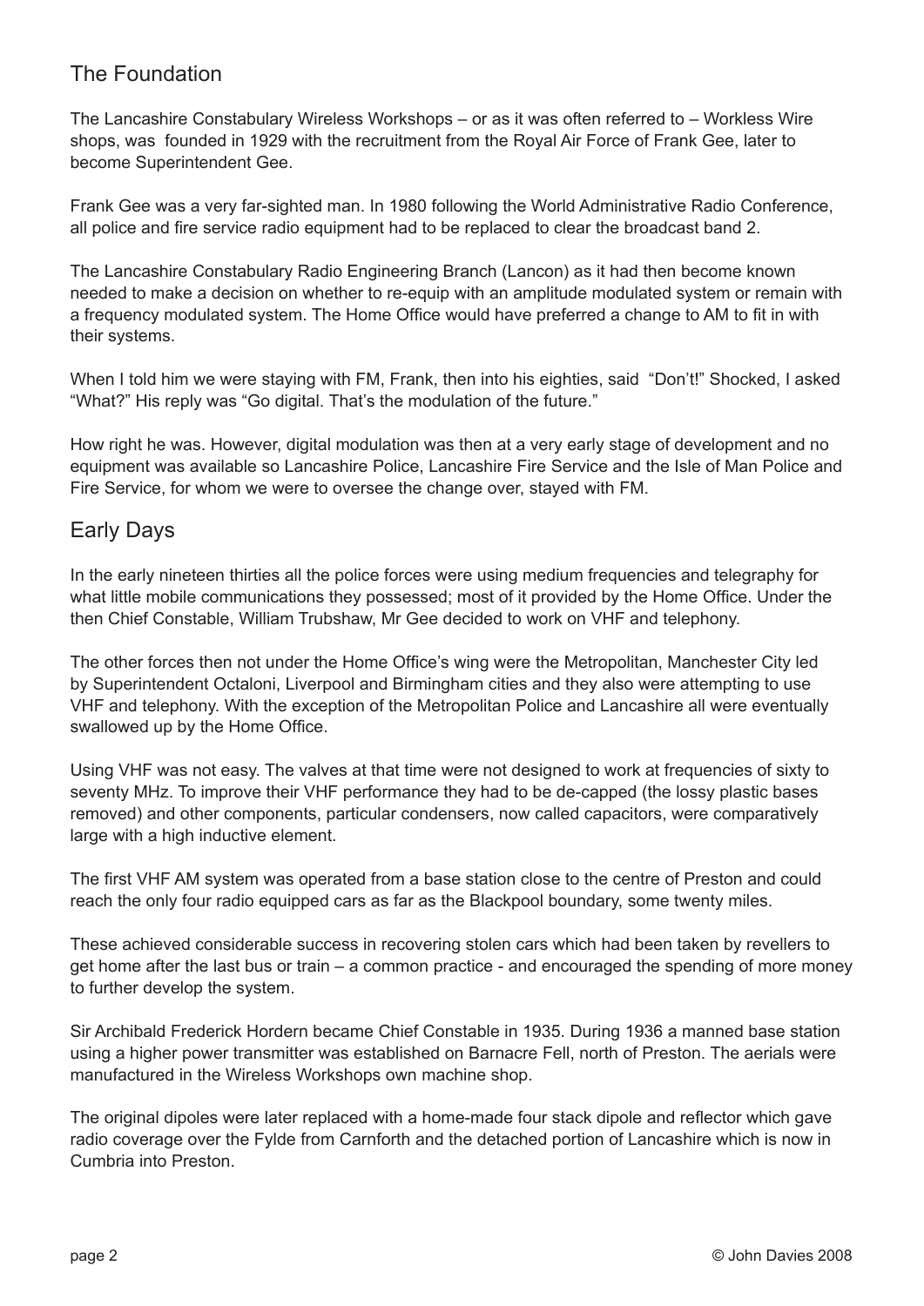## The Foundation

The Lancashire Constabulary Wireless Workshops – or as it was often referred to – Workless Wire shops, was founded in 1929 with the recruitment from the Royal Air Force of Frank Gee, later to become Superintendent Gee.

Frank Gee was a very far-sighted man. In 1980 following the World Administrative Radio Conference, all police and fire service radio equipment had to be replaced to clear the broadcast band 2.

The Lancashire Constabulary Radio Engineering Branch (Lancon) as it had then become known needed to make a decision on whether to re-equip with an amplitude modulated system or remain with a frequency modulated system. The Home Office would have preferred a change to AM to fit in with their systems.

When I told him we were staying with FM, Frank, then into his eighties, said "Don't!" Shocked, I asked "What?" His reply was "Go digital. That's the modulation of the future."

How right he was. However, digital modulation was then at a very early stage of development and no equipment was available so Lancashire Police, Lancashire Fire Service and the Isle of Man Police and Fire Service, for whom we were to oversee the change over, stayed with FM.

## Early Days

In the early nineteen thirties all the police forces were using medium frequencies and telegraphy for what little mobile communications they possessed; most of it provided by the Home Office. Under the then Chief Constable, William Trubshaw, Mr Gee decided to work on VHF and telephony.

The other forces then not under the Home Office's wing were the Metropolitan, Manchester City led by Superintendent Octaloni, Liverpool and Birmingham cities and they also were attempting to use VHF and telephony. With the exception of the Metropolitan Police and Lancashire all were eventually swallowed up by the Home Office.

Using VHF was not easy. The valves at that time were not designed to work at frequencies of sixty to seventy MHz. To improve their VHF performance they had to be de-capped (the lossy plastic bases removed) and other components, particular condensers, now called capacitors, were comparatively large with a high inductive element.

The first VHF AM system was operated from a base station close to the centre of Preston and could reach the only four radio equipped cars as far as the Blackpool boundary, some twenty miles.

These achieved considerable success in recovering stolen cars which had been taken by revellers to get home after the last bus or train – a common practice - and encouraged the spending of more money to further develop the system.

Sir Archibald Frederick Hordern became Chief Constable in 1935. During 1936 a manned base station using a higher power transmitter was established on Barnacre Fell, north of Preston. The aerials were manufactured in the Wireless Workshops own machine shop.

The original dipoles were later replaced with a home-made four stack dipole and reflector which gave radio coverage over the Fylde from Carnforth and the detached portion of Lancashire which is now in Cumbria into Preston.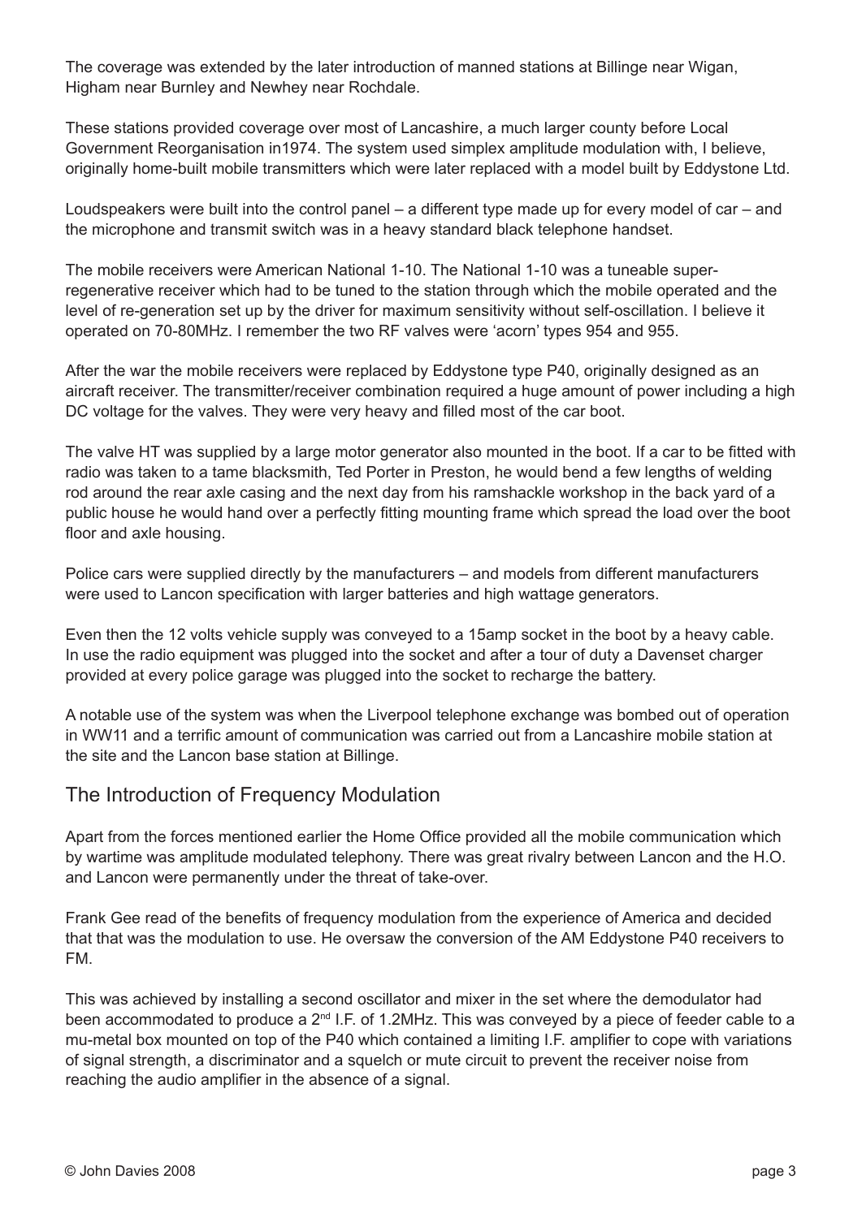The coverage was extended by the later introduction of manned stations at Billinge near Wigan, Higham near Burnley and Newhey near Rochdale.

These stations provided coverage over most of Lancashire, a much larger county before Local Government Reorganisation in1974. The system used simplex amplitude modulation with, I believe, originally home-built mobile transmitters which were later replaced with a model built by Eddystone Ltd.

Loudspeakers were built into the control panel – a different type made up for every model of car – and the microphone and transmit switch was in a heavy standard black telephone handset.

The mobile receivers were American National 1-10. The National 1-10 was a tuneable super-regenerative receiver which had to be tuned to the station through which the mobile operated and the level of re-generation set up by the driver for maximum sensitivity without self-oscillation. I believe it operated on 70-80MHz. I remember the two RF valves were 'acorn' types 954 and 955.

After the war the mobile receivers were replaced by Eddystone type P40, originally designed as an aircraft receiver. The transmitter/receiver combination required a huge amount of power including a high DC voltage for the valves. They were very heavy and filled most of the car boot.

The valve HT was supplied by a large motor generator also mounted in the boot. If a car to be fitted with radio was taken to a tame blacksmith, Ted Porter in Preston, he would bend a few lengths of welding rod around the rear axle casing and the next day from his ramshackle workshop in the back yard of a public house he would hand over a perfectly fitting mounting frame which spread the load over the boot floor and axle housing.

Police cars were supplied directly by the manufacturers – and models from different manufacturers were used to Lancon specification with larger batteries and high wattage generators.

Even then the 12 volts vehicle supply was conveyed to a 15amp socket in the boot by a heavy cable. In use the radio equipment was plugged into the socket and after a tour of duty a Davenset charger provided at every police garage was plugged into the socket to recharge the battery.

A notable use of the system was when the Liverpool telephone exchange was bombed out of operation in WW11 and a terrific amount of communication was carried out from a Lancashire mobile station at the site and the Lancon base station at Billinge.

## The Introduction of Frequency Modulation

Apart from the forces mentioned earlier the Home Office provided all the mobile communication which by wartime was amplitude modulated telephony. There was great rivalry between Lancon and the H.O. and Lancon were permanently under the threat of take-over.

Frank Gee read of the benefits of frequency modulation from the experience of America and decided that that was the modulation to use. He oversaw the conversion of the AM Eddystone P40 receivers to FM.

This was achieved by installing a second oscillator and mixer in the set where the demodulator had been accommodated to produce a 2nd I.F. of 1.2MHz. This was conveyed by a piece of feeder cable to a mu-metal box mounted on top of the P40 which contained a limiting I.F. amplifier to cope with variations of signal strength, a discriminator and a squelch or mute circuit to prevent the receiver noise from reaching the audio amplifier in the absence of a signal.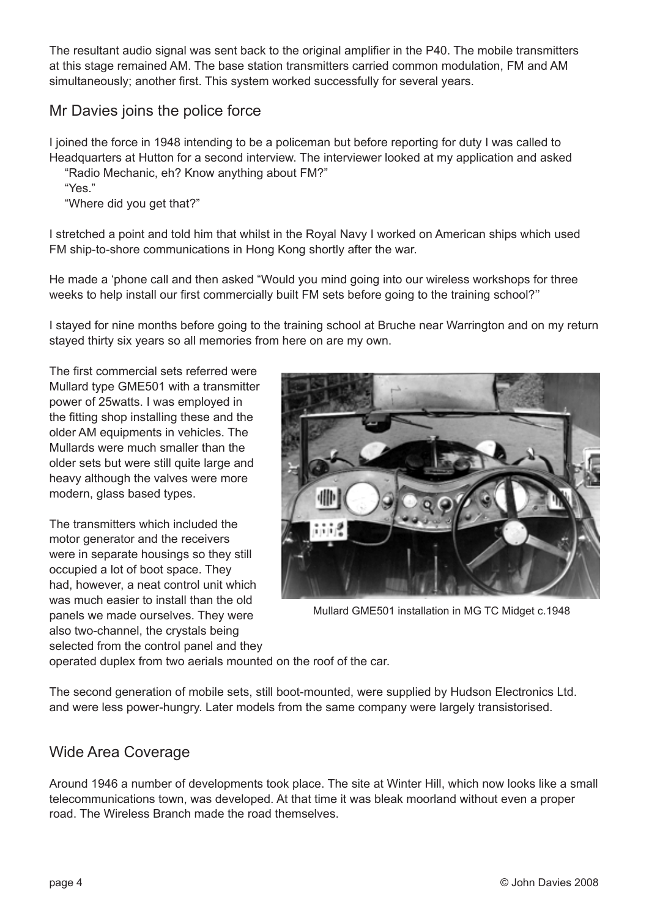The resultant audio signal was sent back to the original amplifier in the P40. The mobile transmitters at this stage remained AM. The base station transmitters carried common modulation, FM and AM simultaneously; another first. This system worked successfully for several years.

## Mr Davies joins the police force

I joined the force in 1948 intending to be a policeman but before reporting for duty I was called to Headquarters at Hutton for a second interview. The interviewer looked at my application and asked

"Radio Mechanic, eh? Know anything about FM?"

"Yes."

"Where did you get that?"

I stretched a point and told him that whilst in the Royal Navy I worked on American ships which used FM ship-to-shore communications in Hong Kong shortly after the war.

He made a 'phone call and then asked "Would you mind going into our wireless workshops for three weeks to help install our first commercially built FM sets before going to the training school?"

I stayed for nine months before going to the training school at Bruche near Warrington and on my return stayed thirty six years so all memories from here on are my own.

The first commercial sets referred were Mullard type GME501 with a transmitter power of 25watts. I was employed in the fitting shop installing these and the older AM equipments in vehicles. The Mullards were much smaller than the older sets but were still quite large and heavy although the valves were more modern, glass based types.

Mullard GME501 installation in MG TC Midget c.1948

The transmitters which included the motor generator and the receivers were in separate housings so they still occupied a lot of boot space. They had, however, a neat control unit which was much easier to install than the old panels we made ourselves. They were also two-channel, the crystals being selected from the control panel and they operated duplex from two aerials mounted on the roof of the car.

The second generation of mobile sets, still boot-mounted, were supplied by Hudson Electronics Ltd. and were less power-hungry. Later models from the same company were largely transistorised.

## Wide Area Coverage

Around 1946 a number of developments took place. The site at Winter Hill, which now looks like a small telecommunications town, was developed. At that time it was bleak moorland without even a proper road. The Wireless Branch made the road themselves.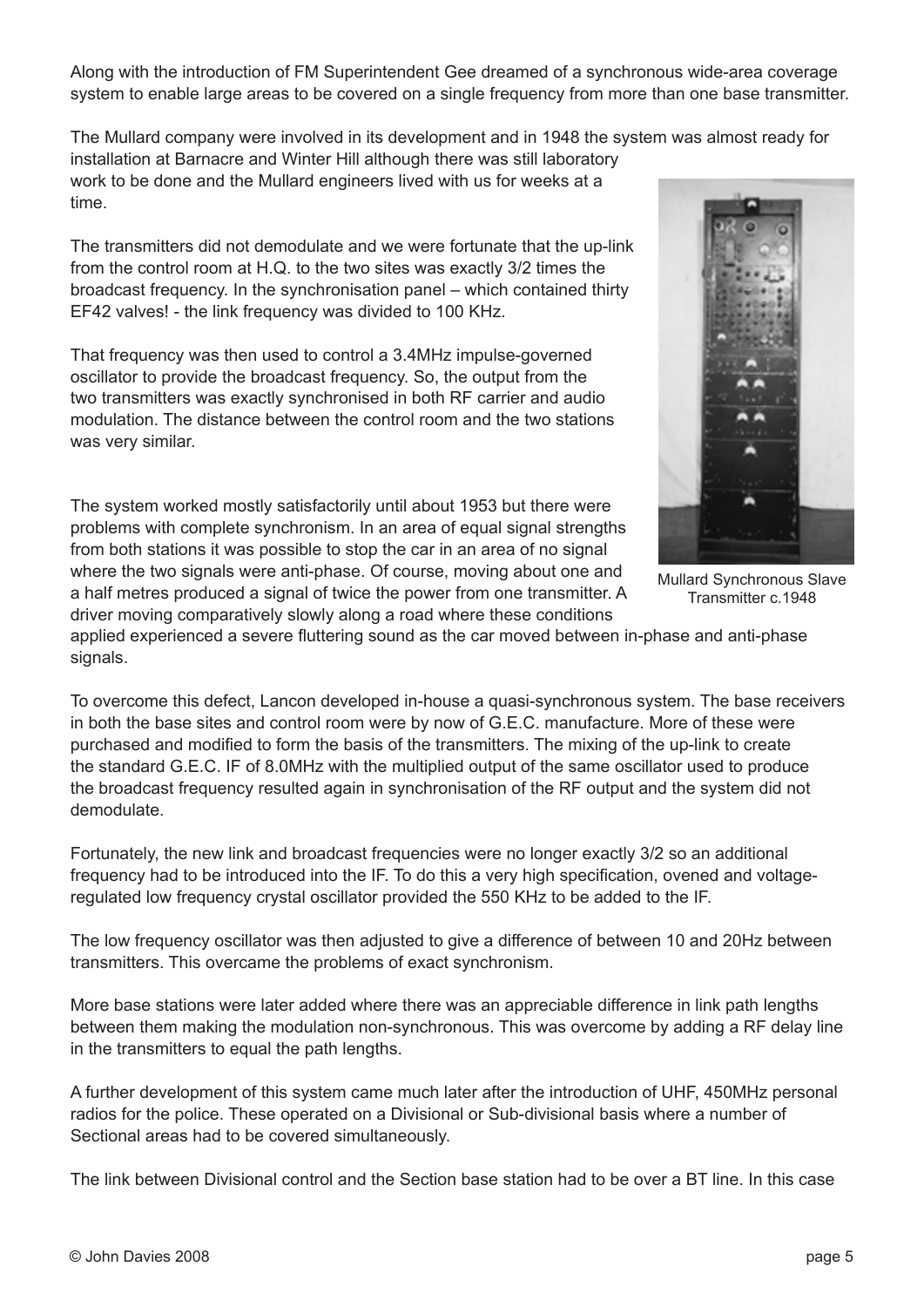Along with the introduction of FM Superintendent Gee dreamed of a synchronous wide-area coverage system to enable large areas to be covered on a single frequency from more than one base transmitter.

The Mullard company were involved in its development and in 1948 the system was almost ready for installation at Barnacre and Winter Hill although there was still laboratory work to be done and the Mullard engineers lived with us for weeks at a time.

The transmitters did not demodulate and we were fortunate that the up-link from the control room at H.Q. to the two sites was exactly 3/2 times the broadcast frequency. In the synchronisation panel – which contained thirty EF42 valves! - the link frequency was divided to 100 KHz.

That frequency was then used to control a 3.4MHz impulse-governed oscillator to provide the broadcast frequency. So, the output from the two transmitters was exactly synchronised in both RF carrier and audio modulation. The distance between the control room and the two stations was very similar.

Mullard Synchronous Slave Transmitter c.1948

The system worked mostly satisfactorily until about 1953 but there were problems with complete synchronism. In an area of equal signal strengths from both stations it was possible to stop the car in an area of no signal where the two signals were anti-phase. Of course, moving about one and a half metres produced a signal of twice the power from one transmitter. A driver moving comparatively slowly along a road where these conditions applied experienced a severe fluttering sound as the car moved between in-phase and anti-phase signals.

To overcome this defect, Lancon developed in-house a quasi-synchronous system. The base receivers in both the base sites and control room were by now of G.E.C. manufacture. More of these were purchased and modified to form the basis of the transmitters. The mixing of the up-link to create the standard G.E.C. IF of 8.0MHz with the multiplied output of the same oscillator used to produce the broadcast frequency resulted again in synchronisation of the RF output and the system did not demodulate.

Fortunately, the new link and broadcast frequencies were no longer exactly 3/2 so an additional frequency had to be introduced into the IF. To do this a very high specification, ovened and voltage-regulated low frequency crystal oscillator provided the 550 KHz to be added to the IF.

The low frequency oscillator was then adjusted to give a difference of between 10 and 20Hz between transmitters. This overcame the problems of exact synchronism.

More base stations were later added where there was an appreciable difference in link path lengths between them making the modulation non-synchronous. This was overcome by adding a RF delay line in the transmitters to equal the path lengths.

A further development of this system came much later after the introduction of UHF, 450MHz personal radios for the police. These operated on a Divisional or Sub-divisional basis where a number of Sectional areas had to be covered simultaneously.

The link between Divisional control and the Section base station had to be over a BT line. In this case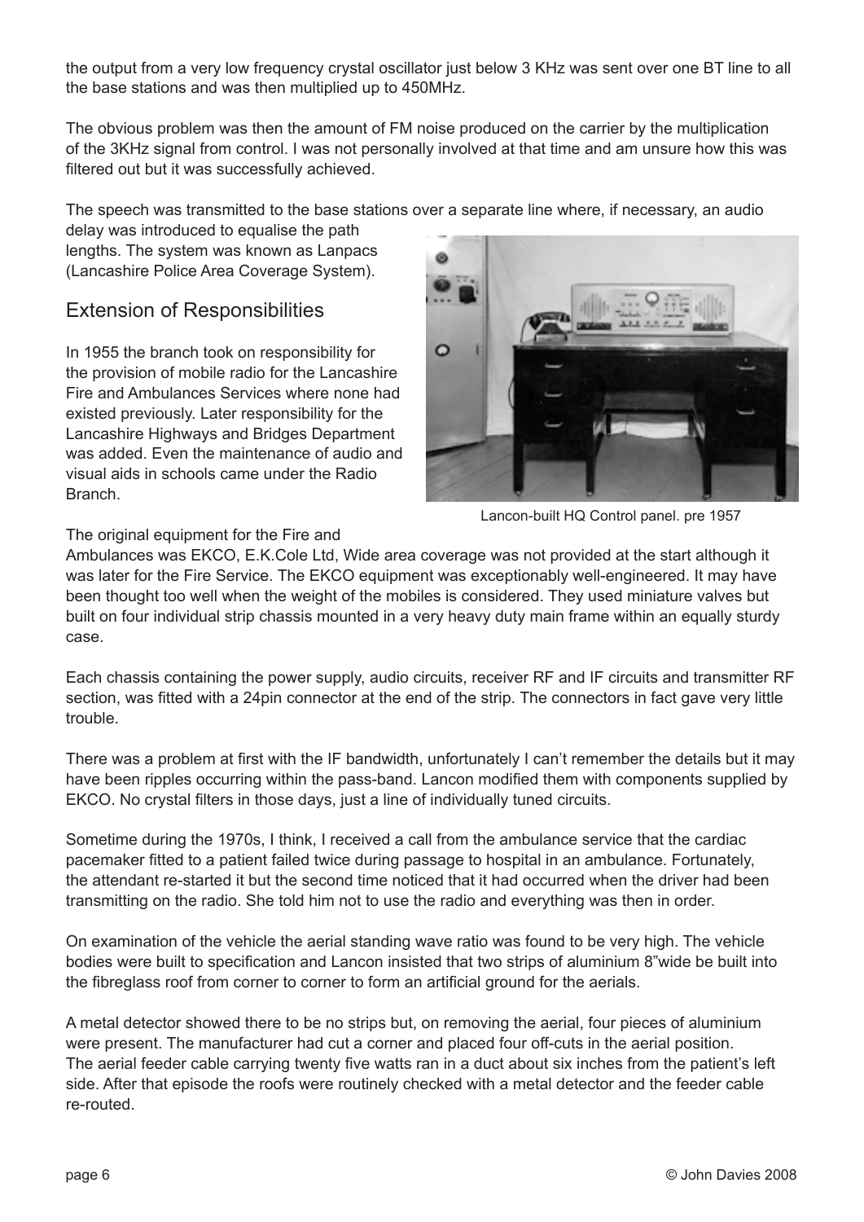the output from a very low frequency crystal oscillator just below 3 KHz was sent over one BT line to all the base stations and was then multiplied up to 450MHz.

The obvious problem was then the amount of FM noise produced on the carrier by the multiplication of the 3KHz signal from control. I was not personally involved at that time and am unsure how this was filtered out but it was successfully achieved.

The speech was transmitted to the base stations over a separate line where, if necessary, an audio delay was introduced to equalise the path lengths. The system was known as Lanpacs (Lancashire Police Area Coverage System).

## Extension of Responsibilities

In 1955 the branch took on responsibility for the provision of mobile radio for the Lancashire Fire and Ambulances Services where none had existed previously. Later responsibility for the Lancashire Highways and Bridges Department was added. Even the maintenance of audio and visual aids in schools came under the Radio Branch.

Lancon-built HQ Control panel. pre 1957

The original equipment for the Fire and Ambulances was EKCO, E.K.Cole Ltd, Wide area coverage was not provided at the start although it was later for the Fire Service. The EKCO equipment was exceptionably well-engineered. It may have been thought too well when the weight of the mobiles is considered. They used miniature valves but built on four individual strip chassis mounted in a very heavy duty main frame within an equally sturdy case.

Each chassis containing the power supply, audio circuits, receiver RF and IF circuits and transmitter RF section, was fitted with a 24pin connector at the end of the strip. The connectors in fact gave very little trouble.

There was a problem at first with the IF bandwidth, unfortunately I can't remember the details but it may have been ripples occurring within the pass-band. Lancon modified them with components supplied by EKCO. No crystal filters in those days, just a line of individually tuned circuits.

Sometime during the 1970s, I think, I received a call from the ambulance service that the cardiac pacemaker fitted to a patient failed twice during passage to hospital in an ambulance. Fortunately, the attendant re-started it but the second time noticed that it had occurred when the driver had been transmitting on the radio. She told him not to use the radio and everything was then in order.

On examination of the vehicle the aerial standing wave ratio was found to be very high. The vehicle bodies were built to specification and Lancon insisted that two strips of aluminium 8"wide be built into the fibreglass roof from corner to corner to form an artificial ground for the aerials.

A metal detector showed there to be no strips but, on removing the aerial, four pieces of aluminium were present. The manufacturer had cut a corner and placed four off-cuts in the aerial position. The aerial feeder cable carrying twenty five watts ran in a duct about six inches from the patient's left side. After that episode the roofs were routinely checked with a metal detector and the feeder cable re-routed.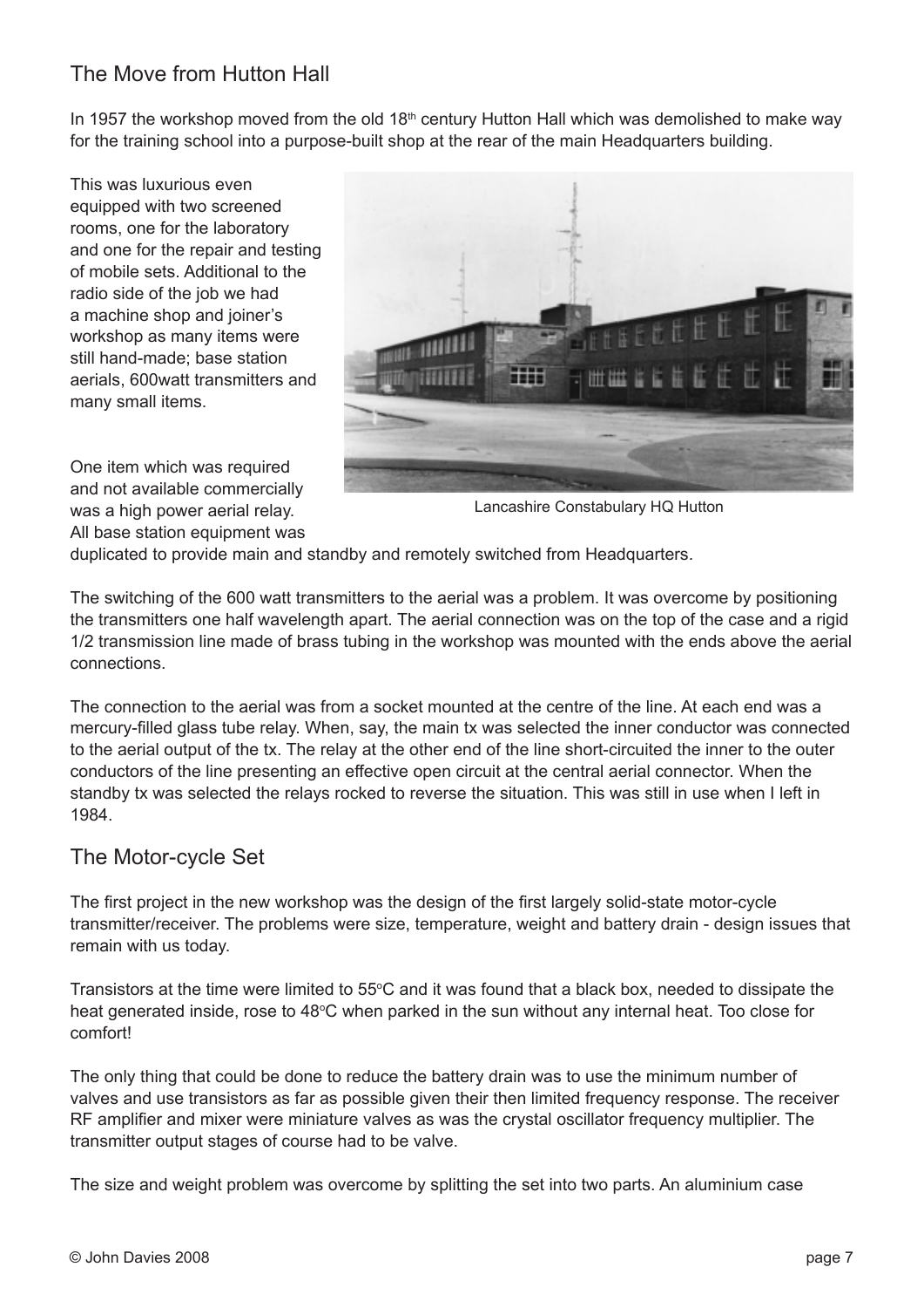## The Move from Hutton Hall

In 1957 the workshop moved from the old 18th century Hutton Hall which was demolished to make way for the training school into a purpose-built shop at the rear of the main Headquarters building.

This was luxurious even equipped with two screened rooms, one for the laboratory and one for the repair and testing of mobile sets. Additional to the radio side of the job we had a machine shop and joiner's workshop as many items were still hand-made; base station aerials, 600watt transmitters and many small items.

Lancashire Constabulary HQ Hutton

One item which was required and not available commercially was a high power aerial relay. All base station equipment was duplicated to provide main and standby and remotely switched from Headquarters.

The switching of the 600 watt transmitters to the aerial was a problem. It was overcome by positioning the transmitters one half wavelength apart. The aerial connection was on the top of the case and a rigid 1/2 transmission line made of brass tubing in the workshop was mounted with the ends above the aerial connections.

The connection to the aerial was from a socket mounted at the centre of the line. At each end was a mercury-filled glass tube relay. When, say, the main tx was selected the inner conductor was connected to the aerial output of the tx. The relay at the other end of the line short-circuited the inner to the outer conductors of the line presenting an effective open circuit at the central aerial connector. When the standby tx was selected the relays rocked to reverse the situation. This was still in use when I left in 1984.

## The Motor-cycle Set

The first project in the new workshop was the design of the first largely solid-state motor-cycle transmitter/receiver. The problems were size, temperature, weight and battery drain - design issues that remain with us today.

Transistors at the time were limited to 55°C and it was found that a black box, needed to dissipate the heat generated inside, rose to 48°C when parked in the sun without any internal heat. Too close for comfort!

The only thing that could be done to reduce the battery drain was to use the minimum number of valves and use transistors as far as possible given their then limited frequency response. The receiver RF amplifier and mixer were miniature valves as was the crystal oscillator frequency multiplier. The transmitter output stages of course had to be valve.

The size and weight problem was overcome by splitting the set into two parts. An aluminium case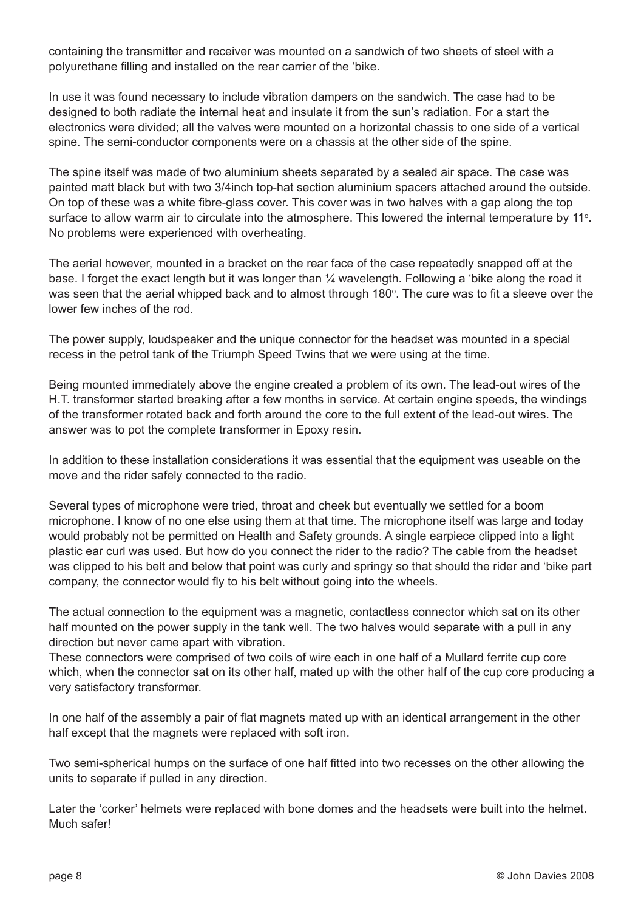containing the transmitter and receiver was mounted on a sandwich of two sheets of steel with a polyurethane filling and installed on the rear carrier of the 'bike.

In use it was found necessary to include vibration dampers on the sandwich. The case had to be designed to both radiate the internal heat and insulate it from the sun's radiation. For a start the electronics were divided; all the valves were mounted on a horizontal chassis to one side of a vertical spine. The semi-conductor components were on a chassis at the other side of the spine.

The spine itself was made of two aluminium sheets separated by a sealed air space. The case was painted matt black but with two 3/4inch top-hat section aluminium spacers attached around the outside. On top of these was a white fibre-glass cover. This cover was in two halves with a gap along the top surface to allow warm air to circulate into the atmosphere. This lowered the internal temperature by 11°. No problems were experienced with overheating.

The aerial however, mounted in a bracket on the rear face of the case repeatedly snapped off at the base. I forget the exact length but it was longer than ¼ wavelength. Following a 'bike along the road it was seen that the aerial whipped back and to almost through 180°. The cure was to fit a sleeve over the lower few inches of the rod.

The power supply, loudspeaker and the unique connector for the headset was mounted in a special recess in the petrol tank of the Triumph Speed Twins that we were using at the time.

Being mounted immediately above the engine created a problem of its own. The lead-out wires of the H.T. transformer started breaking after a few months in service. At certain engine speeds, the windings of the transformer rotated back and forth around the core to the full extent of the lead-out wires. The answer was to pot the complete transformer in Epoxy resin.

In addition to these installation considerations it was essential that the equipment was useable on the move and the rider safely connected to the radio.

Several types of microphone were tried, throat and cheek but eventually we settled for a boom microphone. I know of no one else using them at that time. The microphone itself was large and today would probably not be permitted on Health and Safety grounds. A single earpiece clipped into a light plastic ear curl was used. But how do you connect the rider to the radio? The cable from the headset was clipped to his belt and below that point was curly and springy so that should the rider and 'bike part company, the connector would fly to his belt without going into the wheels.

The actual connection to the equipment was a magnetic, contactless connector which sat on its other half mounted on the power supply in the tank well. The two halves would separate with a pull in any direction but never came apart with vibration.
These connectors were comprised of two coils of wire each in one half of a Mullard ferrite cup core which, when the connector sat on its other half, mated up with the other half of the cup core producing a very satisfactory transformer.

In one half of the assembly a pair of flat magnets mated up with an identical arrangement in the other half except that the magnets were replaced with soft iron.

Two semi-spherical humps on the surface of one half fitted into two recesses on the other allowing the units to separate if pulled in any direction.

Later the 'corker' helmets were replaced with bone domes and the headsets were built into the helmet. Much safer!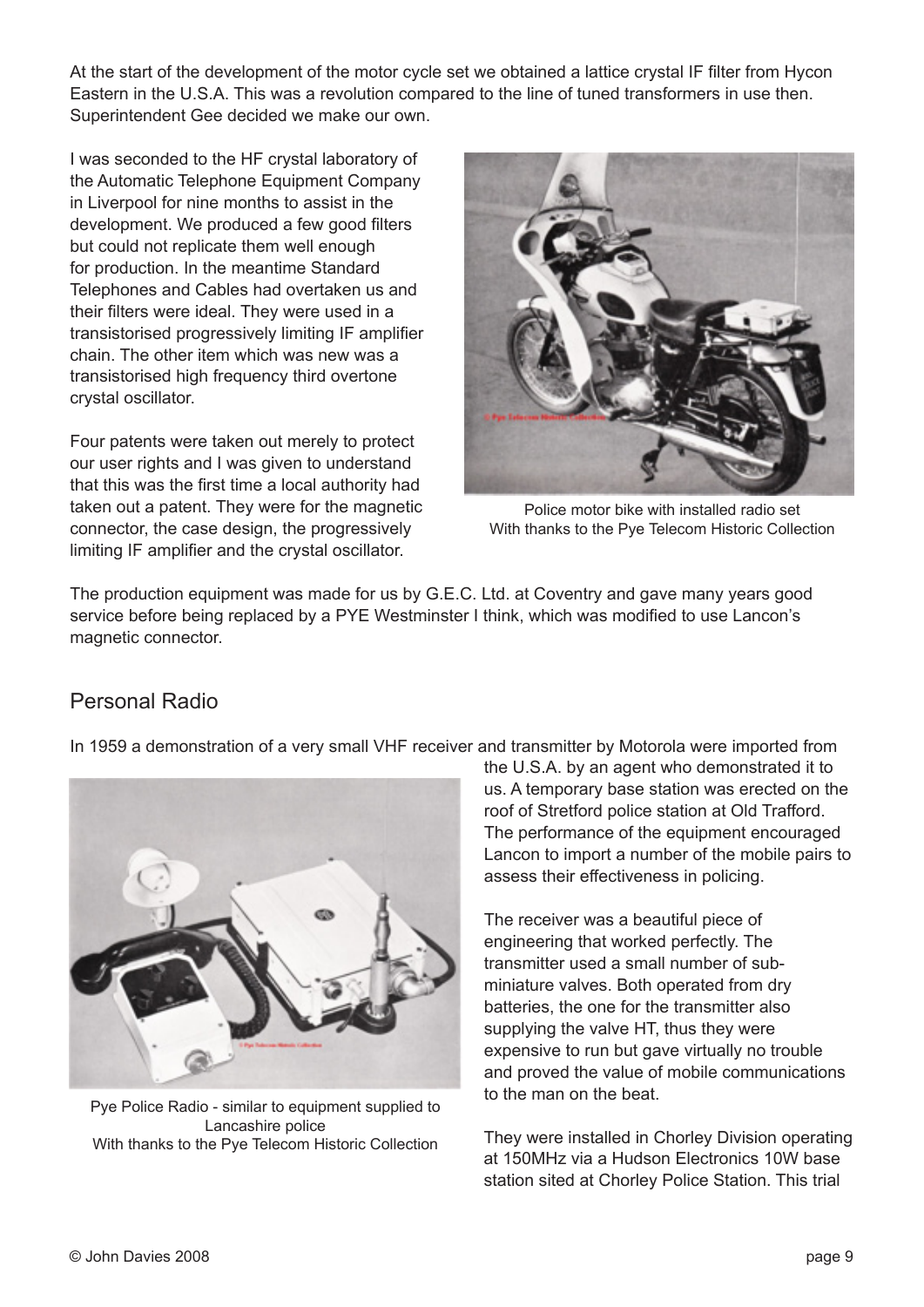At the start of the development of the motor cycle set we obtained a lattice crystal IF filter from Hycon Eastern in the U.S.A. This was a revolution compared to the line of tuned transformers in use then. Superintendent Gee decided we make our own.

I was seconded to the HF crystal laboratory of the Automatic Telephone Equipment Company in Liverpool for nine months to assist in the development. We produced a few good filters but could not replicate them well enough for production. In the meantime Standard Telephones and Cables had overtaken us and their filters were ideal. They were used in a transistorised progressively limiting IF amplifier chain. The other item which was new was a transistorised high frequency third overtone crystal oscillator.

Four patents were taken out merely to protect our user rights and I was given to understand that this was the first time a local authority had taken out a patent. They were for the magnetic connector, the case design, the progressively limiting IF amplifier and the crystal oscillator.

Police motor bike with installed radio set
With thanks to the Pye Telecom Historic Collection

The production equipment was made for us by G.E.C. Ltd. at Coventry and gave many years good service before being replaced by a PYE Westminster I think, which was modified to use Lancon's magnetic connector.

## Personal Radio

In 1959 a demonstration of a very small VHF receiver and transmitter by Motorola were imported from the U.S.A. by an agent who demonstrated it to us. A temporary base station was erected on the roof of Stretford police station at Old Trafford. The performance of the equipment encouraged Lancon to import a number of the mobile pairs to assess their effectiveness in policing.

The receiver was a beautiful piece of engineering that worked perfectly. The transmitter used a small number of sub-miniature valves. Both operated from dry batteries, the one for the transmitter also supplying the valve HT, thus they were expensive to run but gave virtually no trouble and proved the value of mobile communications to the man on the beat.

Pye Police Radio - similar to equipment supplied to Lancashire police
With thanks to the Pye Telecom Historic Collection

They were installed in Chorley Division operating at 150MHz via a Hudson Electronics 10W base station sited at Chorley Police Station. This trial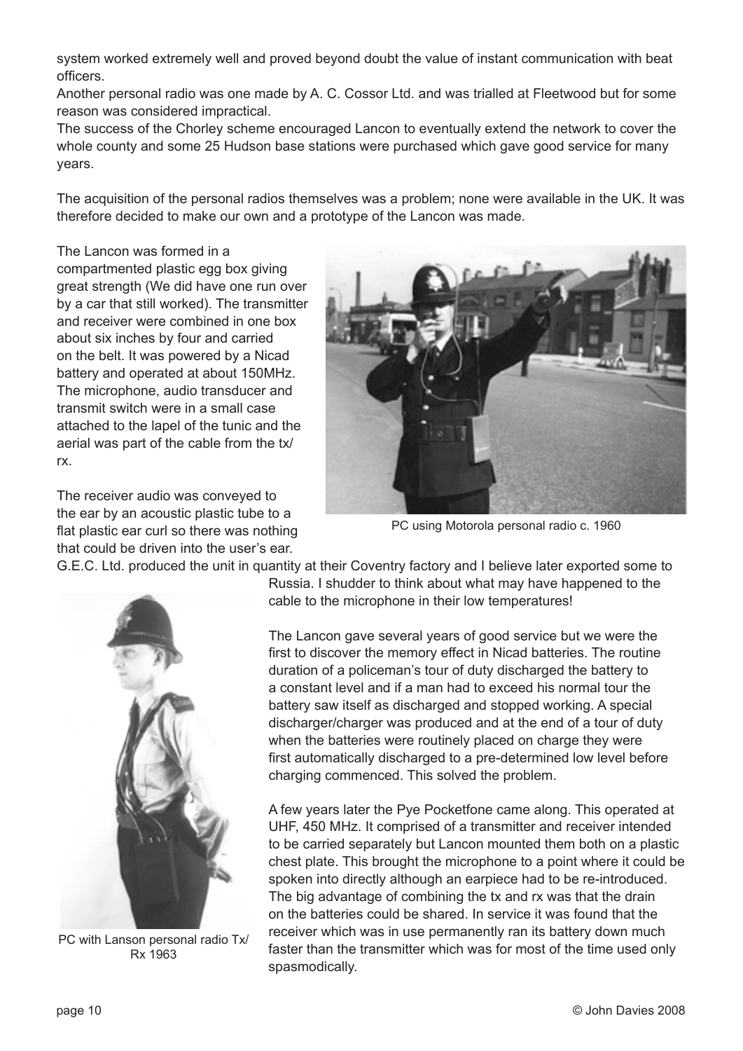system worked extremely well and proved beyond doubt the value of instant communication with beat officers.

Another personal radio was one made by A. C. Cossor Ltd. and was trialled at Fleetwood but for some reason was considered impractical.

The success of the Chorley scheme encouraged Lancon to eventually extend the network to cover the whole county and some 25 Hudson base stations were purchased which gave good service for many years.

The acquisition of the personal radios themselves was a problem; none were available in the UK. It was therefore decided to make our own and a prototype of the Lancon was made.

The Lancon was formed in a compartmented plastic egg box giving great strength (We did have one run over by a car that still worked). The transmitter and receiver were combined in one box about six inches by four and carried on the belt. It was powered by a Nicad battery and operated at about 150MHz. The microphone, audio transducer and transmit switch were in a small case attached to the lapel of the tunic and the aerial was part of the cable from the tx/rx.

PC using Motorola personal radio c. 1960

The receiver audio was conveyed to the ear by an acoustic plastic tube to a flat plastic ear curl so there was nothing that could be driven into the user's ear. G.E.C. Ltd. produced the unit in quantity at their Coventry factory and I believe later exported some to Russia. I shudder to think about what may have happened to the cable to the microphone in their low temperatures!

PC with Lanson personal radio Tx/Rx 1963

The Lancon gave several years of good service but we were the first to discover the memory effect in Nicad batteries. The routine duration of a policeman's tour of duty discharged the battery to a constant level and if a man had to exceed his normal tour the battery saw itself as discharged and stopped working. A special discharger/charger was produced and at the end of a tour of duty when the batteries were routinely placed on charge they were first automatically discharged to a pre-determined low level before charging commenced. This solved the problem.

A few years later the Pye Pocketfone came along. This operated at UHF, 450 MHz. It comprised of a transmitter and receiver intended to be carried separately but Lancon mounted them both on a plastic chest plate. This brought the microphone to a point where it could be spoken into directly although an earpiece had to be re-introduced. The big advantage of combining the tx and rx was that the drain on the batteries could be shared. In service it was found that the receiver which was in use permanently ran its battery down much faster than the transmitter which was for most of the time used only spasmodically.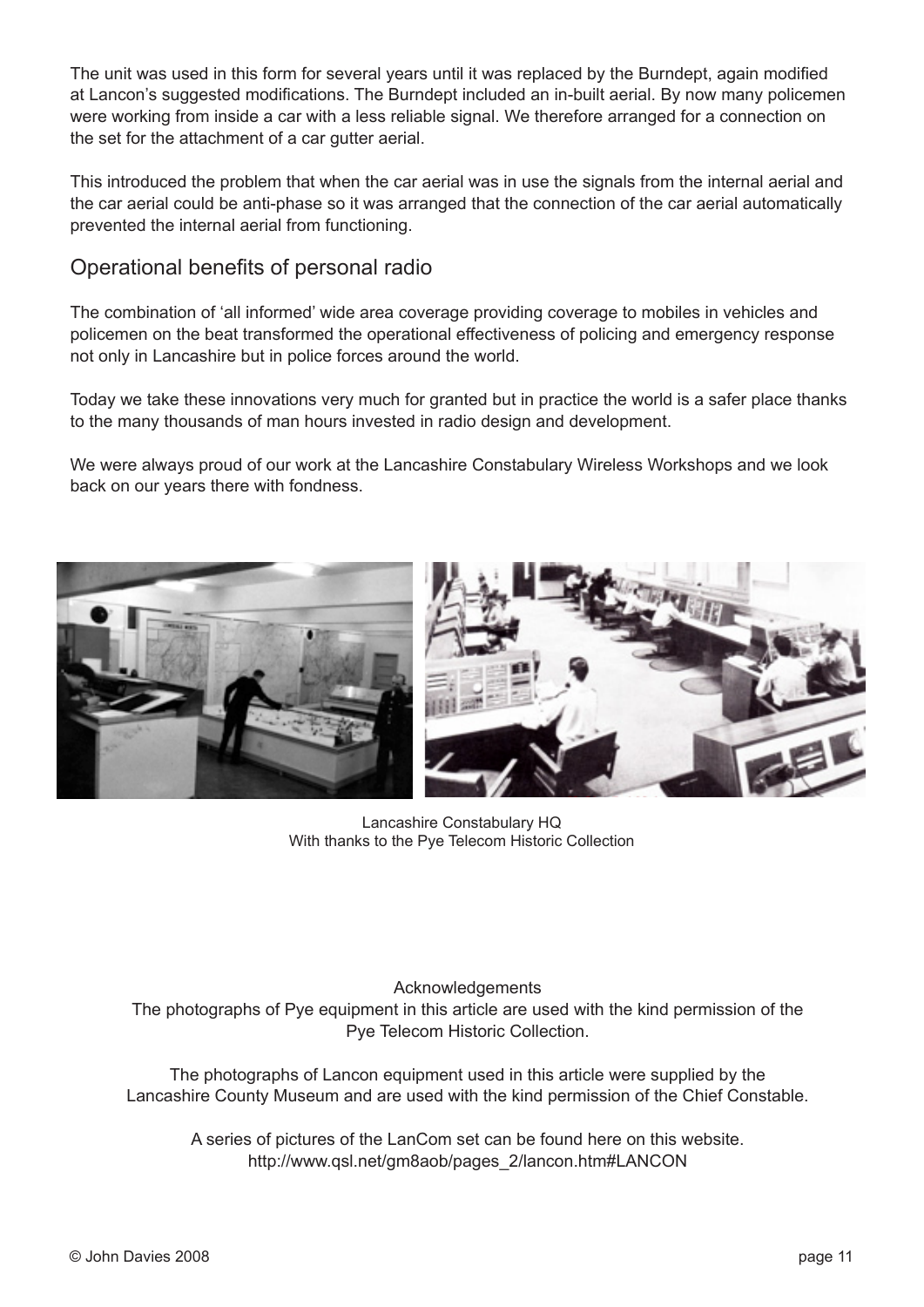The unit was used in this form for several years until it was replaced by the Burndept, again modified at Lancon's suggested modifications. The Burndept included an in-built aerial. By now many policemen were working from inside a car with a less reliable signal. We therefore arranged for a connection on the set for the attachment of a car gutter aerial.

This introduced the problem that when the car aerial was in use the signals from the internal aerial and the car aerial could be anti-phase so it was arranged that the connection of the car aerial automatically prevented the internal aerial from functioning.

## Operational benefits of personal radio

The combination of 'all informed' wide area coverage providing coverage to mobiles in vehicles and policemen on the beat transformed the operational effectiveness of policing and emergency response not only in Lancashire but in police forces around the world.

Today we take these innovations very much for granted but in practice the world is a safer place thanks to the many thousands of man hours invested in radio design and development.

We were always proud of our work at the Lancashire Constabulary Wireless Workshops and we look back on our years there with fondness.

Lancashire Constabulary HQ
With thanks to the Pye Telecom Historic Collection

Acknowledgements

The photographs of Pye equipment in this article are used with the kind permission of the Pye Telecom Historic Collection.

The photographs of Lancon equipment used in this article were supplied by the Lancashire County Museum and are used with the kind permission of the Chief Constable.

A series of pictures of the LanCom set can be found here on this website.
http://www.qsl.net/gm8aob/pages_2/lancon.htm#LANCON

© John Davies 2008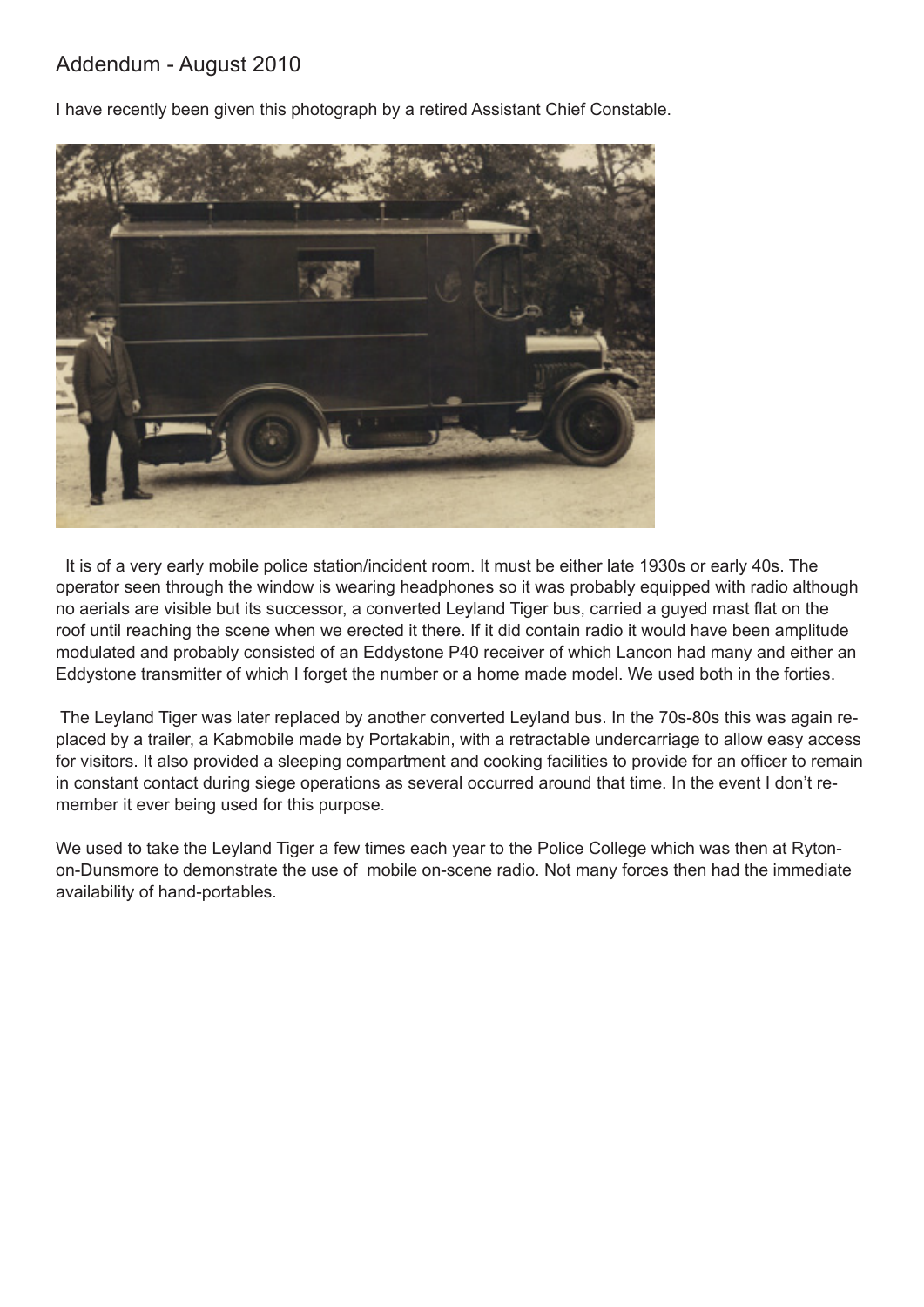## Addendum - August 2010

I have recently been given this photograph by a retired Assistant Chief Constable.

It is of a very early mobile police station/incident room. It must be either late 1930s or early 40s. The operator seen through the window is wearing headphones so it was probably equipped with radio although no aerials are visible but its successor, a converted Leyland Tiger bus, carried a guyed mast flat on the roof until reaching the scene when we erected it there. If it did contain radio it would have been amplitude modulated and probably consisted of an Eddystone P40 receiver of which Lancon had many and either an Eddystone transmitter of which I forget the number or a home made model. We used both in the forties.

The Leyland Tiger was later replaced by another converted Leyland bus. In the 70s-80s this was again replaced by a trailer, a Kabmobile made by Portakabin, with a retractable undercarriage to allow easy access for visitors. It also provided a sleeping compartment and cooking facilities to provide for an officer to remain in constant contact during siege operations as several occurred around that time. In the event I don't remember it ever being used for this purpose.

We used to take the Leyland Tiger a few times each year to the Police College which was then at Ryton-on-Dunsmore to demonstrate the use of mobile on-scene radio. Not many forces then had the immediate availability of hand-portables.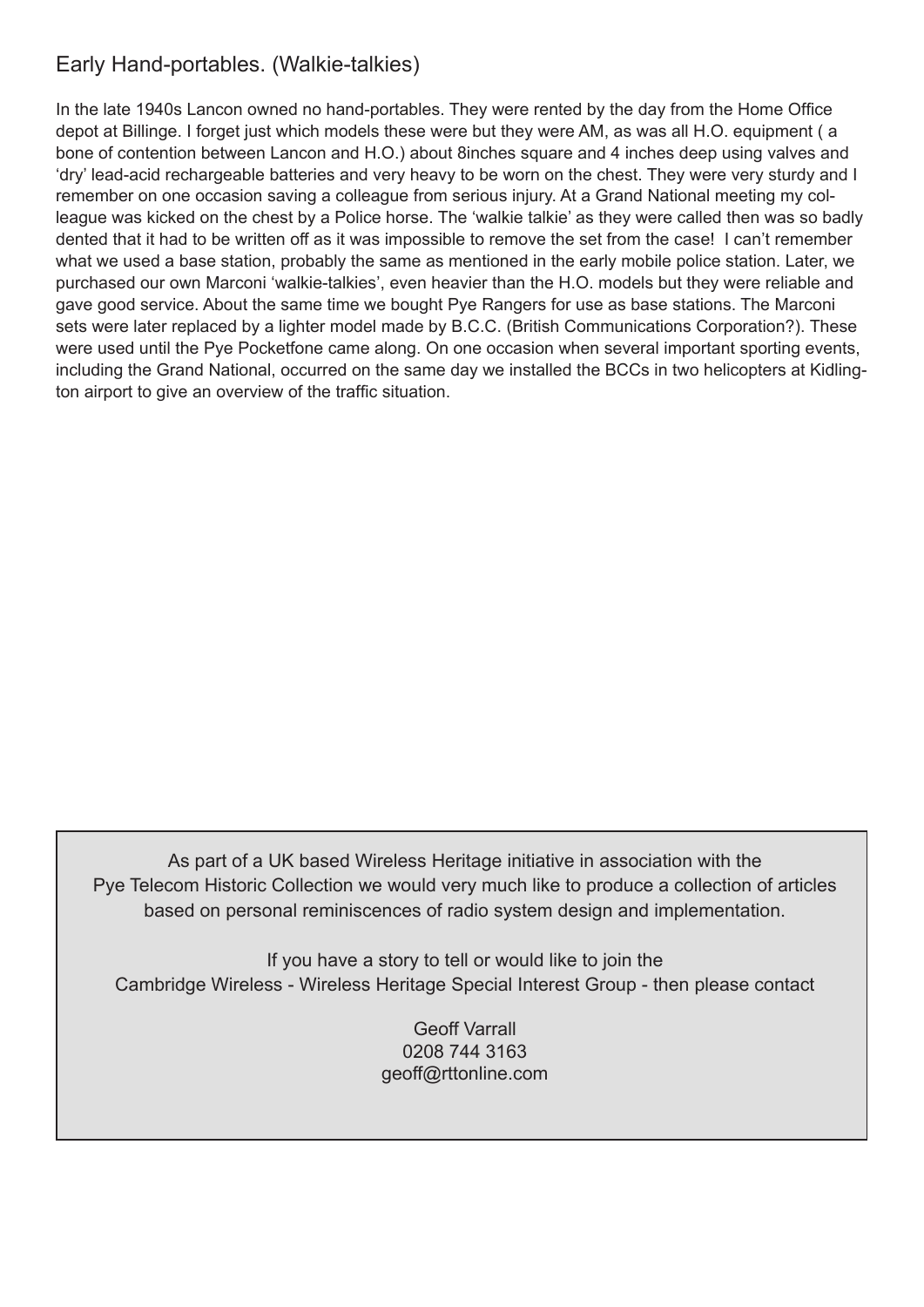## Early Hand-portables. (Walkie-talkies)

In the late 1940s Lancon owned no hand-portables. They were rented by the day from the Home Office depot at Billinge. I forget just which models these were but they were AM, as was all H.O. equipment ( a bone of contention between Lancon and H.O.) about 8inches square and 4 inches deep using valves and 'dry' lead-acid rechargeable batteries and very heavy to be worn on the chest. They were very sturdy and I remember on one occasion saving a colleague from serious injury. At a Grand National meeting my colleague was kicked on the chest by a Police horse. The 'walkie talkie' as they were called then was so badly dented that it had to be written off as it was impossible to remove the set from the case! I can't remember what we used a base station, probably the same as mentioned in the early mobile police station. Later, we purchased our own Marconi 'walkie-talkies', even heavier than the H.O. models but they were reliable and gave good service. About the same time we bought Pye Rangers for use as base stations. The Marconi sets were later replaced by a lighter model made by B.C.C. (British Communications Corporation?). These were used until the Pye Pocketfone came along. On one occasion when several important sporting events, including the Grand National, occurred on the same day we installed the BCCs in two helicopters at Kidlington airport to give an overview of the traffic situation.

As part of a UK based Wireless Heritage initiative in association with the Pye Telecom Historic Collection we would very much like to produce a collection of articles based on personal reminiscences of radio system design and implementation.

If you have a story to tell or would like to join the Cambridge Wireless - Wireless Heritage Special Interest Group - then please contact

Geoff Varrall
0208 744 3163
geoff@rttonline.com